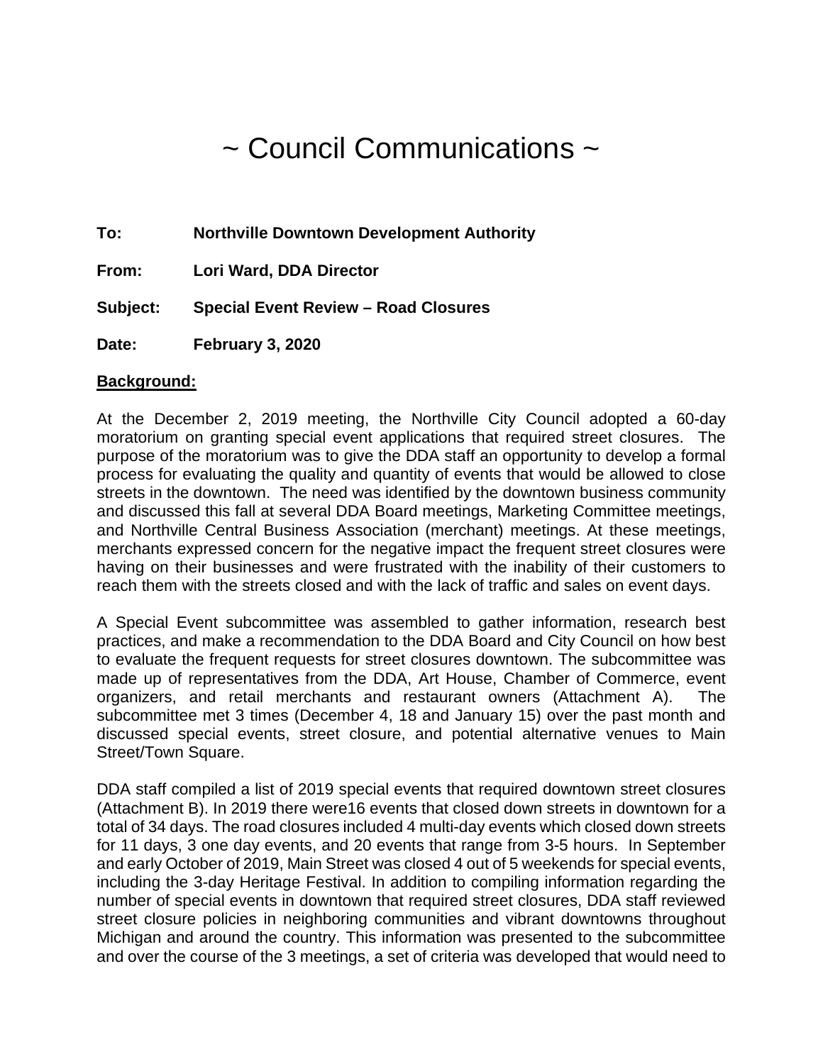# ~ Council Communications ~

**To:** **Northville Downtown Development Authority**

**From:** **Lori Ward, DDA Director**

**Subject:** **Special Event Review – Road Closures**

**Date:** **February 3, 2020**

**Background:**

At the December 2, 2019 meeting, the Northville City Council adopted a 60-day moratorium on granting special event applications that required street closures. The purpose of the moratorium was to give the DDA staff an opportunity to develop a formal process for evaluating the quality and quantity of events that would be allowed to close streets in the downtown. The need was identified by the downtown business community and discussed this fall at several DDA Board meetings, Marketing Committee meetings, and Northville Central Business Association (merchant) meetings. At these meetings, merchants expressed concern for the negative impact the frequent street closures were having on their businesses and were frustrated with the inability of their customers to reach them with the streets closed and with the lack of traffic and sales on event days.

A Special Event subcommittee was assembled to gather information, research best practices, and make a recommendation to the DDA Board and City Council on how best to evaluate the frequent requests for street closures downtown. The subcommittee was made up of representatives from the DDA, Art House, Chamber of Commerce, event organizers, and retail merchants and restaurant owners (Attachment A). The subcommittee met 3 times (December 4, 18 and January 15) over the past month and discussed special events, street closure, and potential alternative venues to Main Street/Town Square.

DDA staff compiled a list of 2019 special events that required downtown street closures (Attachment B). In 2019 there were16 events that closed down streets in downtown for a total of 34 days. The road closures included 4 multi-day events which closed down streets for 11 days, 3 one day events, and 20 events that range from 3-5 hours. In September and early October of 2019, Main Street was closed 4 out of 5 weekends for special events, including the 3-day Heritage Festival. In addition to compiling information regarding the number of special events in downtown that required street closures, DDA staff reviewed street closure policies in neighboring communities and vibrant downtowns throughout Michigan and around the country. This information was presented to the subcommittee and over the course of the 3 meetings, a set of criteria was developed that would need to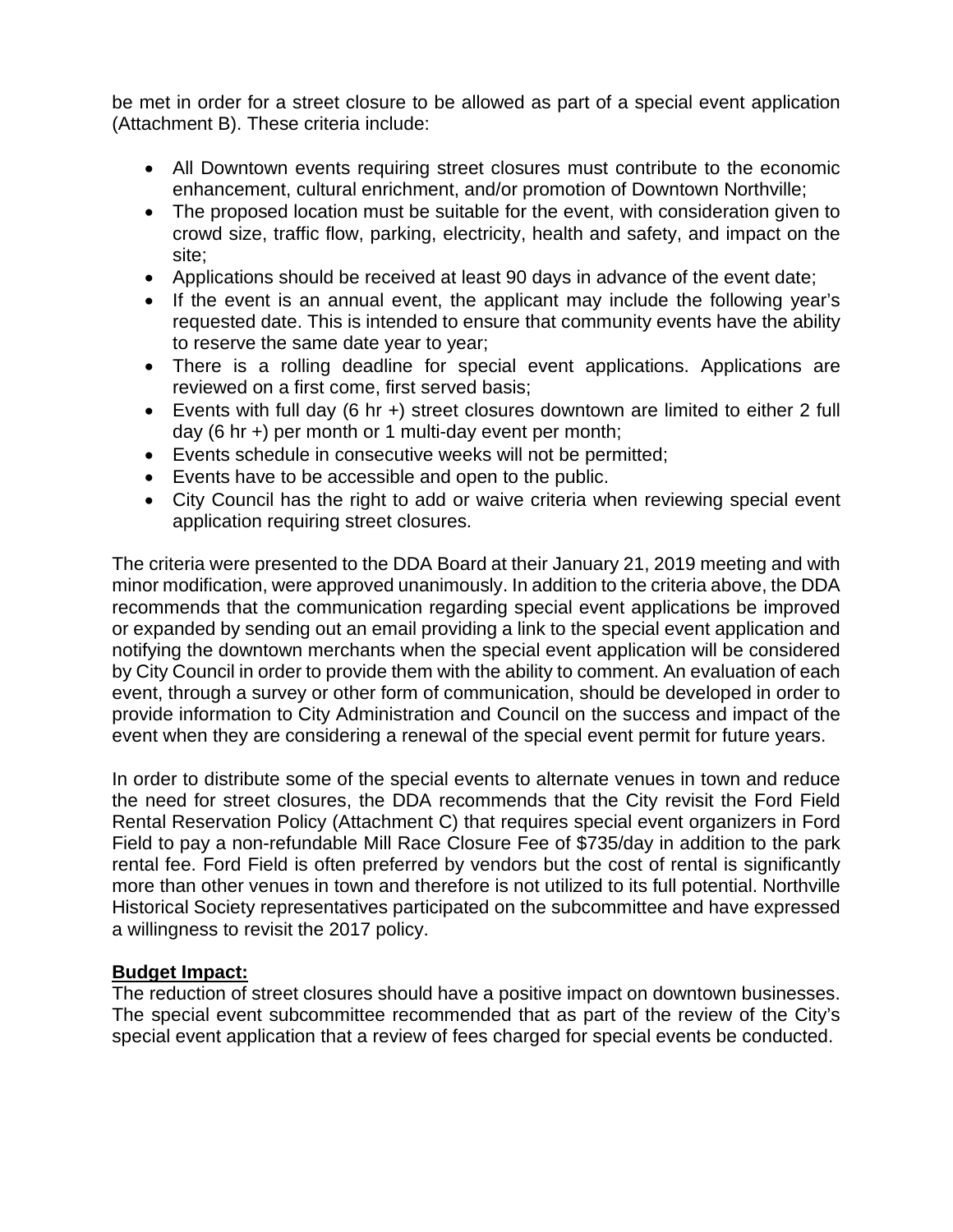be met in order for a street closure to be allowed as part of a special event application (Attachment B). These criteria include:

- All Downtown events requiring street closures must contribute to the economic enhancement, cultural enrichment, and/or promotion of Downtown Northville;
- The proposed location must be suitable for the event, with consideration given to crowd size, traffic flow, parking, electricity, health and safety, and impact on the site;
- Applications should be received at least 90 days in advance of the event date;
- If the event is an annual event, the applicant may include the following year's requested date. This is intended to ensure that community events have the ability to reserve the same date year to year;
- There is a rolling deadline for special event applications. Applications are reviewed on a first come, first served basis;
- Events with full day (6 hr +) street closures downtown are limited to either 2 full day (6 hr +) per month or 1 multi-day event per month;
- Events schedule in consecutive weeks will not be permitted;
- Events have to be accessible and open to the public.
- City Council has the right to add or waive criteria when reviewing special event application requiring street closures.

The criteria were presented to the DDA Board at their January 21, 2019 meeting and with minor modification, were approved unanimously. In addition to the criteria above, the DDA recommends that the communication regarding special event applications be improved or expanded by sending out an email providing a link to the special event application and notifying the downtown merchants when the special event application will be considered by City Council in order to provide them with the ability to comment. An evaluation of each event, through a survey or other form of communication, should be developed in order to provide information to City Administration and Council on the success and impact of the event when they are considering a renewal of the special event permit for future years.

In order to distribute some of the special events to alternate venues in town and reduce the need for street closures, the DDA recommends that the City revisit the Ford Field Rental Reservation Policy (Attachment C) that requires special event organizers in Ford Field to pay a non-refundable Mill Race Closure Fee of $735/day in addition to the park rental fee. Ford Field is often preferred by vendors but the cost of rental is significantly more than other venues in town and therefore is not utilized to its full potential. Northville Historical Society representatives participated on the subcommittee and have expressed a willingness to revisit the 2017 policy.

**Budget Impact:**

The reduction of street closures should have a positive impact on downtown businesses. The special event subcommittee recommended that as part of the review of the City's special event application that a review of fees charged for special events be conducted.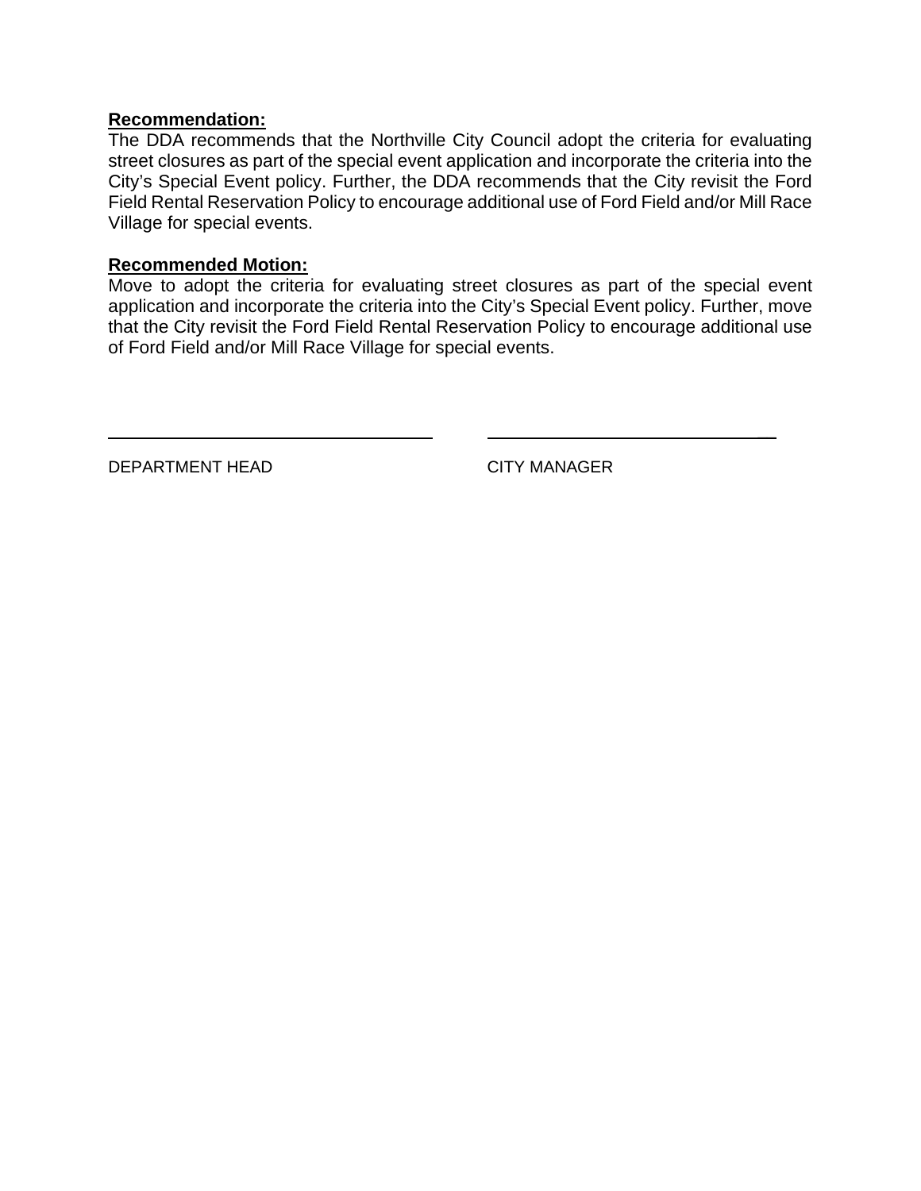**Recommendation:**

The DDA recommends that the Northville City Council adopt the criteria for evaluating street closures as part of the special event application and incorporate the criteria into the City's Special Event policy. Further, the DDA recommends that the City revisit the Ford Field Rental Reservation Policy to encourage additional use of Ford Field and/or Mill Race Village for special events.

**Recommended Motion:**

Move to adopt the criteria for evaluating street closures as part of the special event application and incorporate the criteria into the City's Special Event policy. Further, move that the City revisit the Ford Field Rental Reservation Policy to encourage additional use of Ford Field and/or Mill Race Village for special events.

\_\_\_\_\_\_\_\_\_\_\_\_\_\_\_\_\_\_\_\_\_\_\_\_\_\_\_\_\_\_ \_\_\_\_\_\_\_\_\_\_\_\_\_\_\_\_\_\_\_\_\_\_\_\_\_\_\_\_\_\_

DEPARTMENT HEAD CITY MANAGER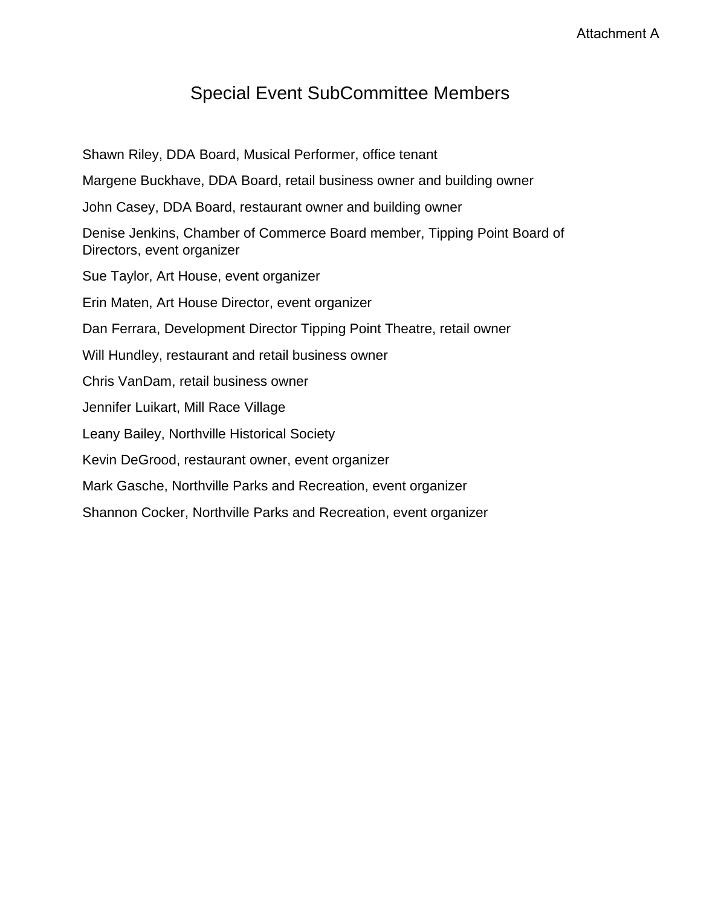Attachment A

# Special Event SubCommittee Members

Shawn Riley, DDA Board, Musical Performer, office tenant

Margene Buckhave, DDA Board, retail business owner and building owner

John Casey, DDA Board, restaurant owner and building owner

Denise Jenkins, Chamber of Commerce Board member, Tipping Point Board of Directors, event organizer

Sue Taylor, Art House, event organizer

Erin Maten, Art House Director, event organizer

Dan Ferrara, Development Director Tipping Point Theatre, retail owner

Will Hundley, restaurant and retail business owner

Chris VanDam, retail business owner

Jennifer Luikart, Mill Race Village

Leany Bailey, Northville Historical Society

Kevin DeGrood, restaurant owner, event organizer

Mark Gasche, Northville Parks and Recreation, event organizer

Shannon Cocker, Northville Parks and Recreation, event organizer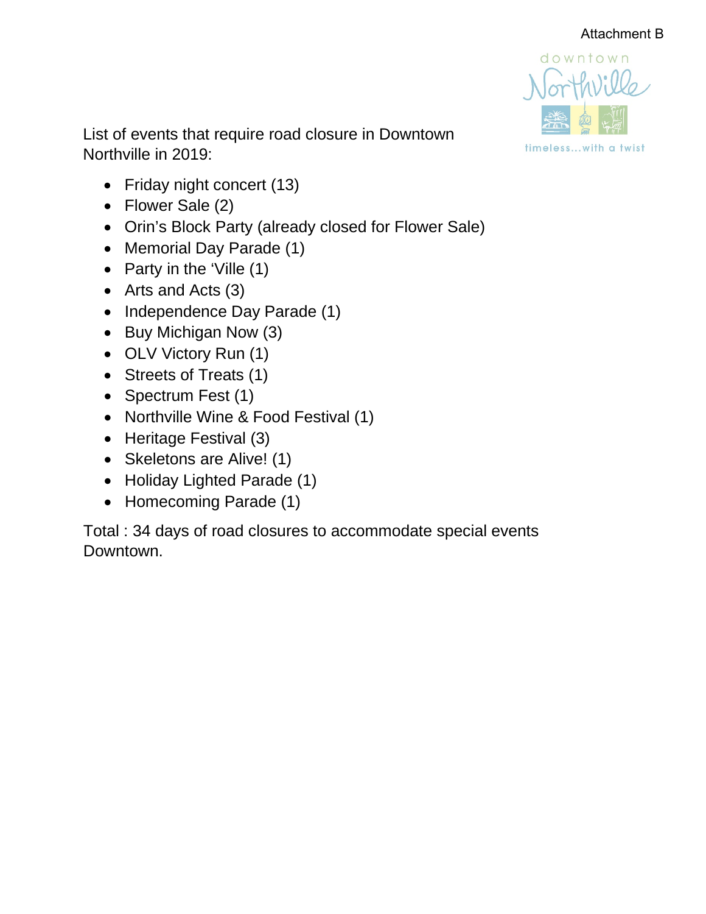Attachment B

downtown Northville

timeless...with a twist

List of events that require road closure in Downtown Northville in 2019:

- Friday night concert (13)
- Flower Sale (2)
- Orin's Block Party (already closed for Flower Sale)
- Memorial Day Parade (1)
- Party in the 'Ville (1)
- Arts and Acts (3)
- Independence Day Parade (1)
- Buy Michigan Now (3)
- OLV Victory Run (1)
- Streets of Treats (1)
- Spectrum Fest (1)
- Northville Wine & Food Festival (1)
- Heritage Festival (3)
- Skeletons are Alive! (1)
- Holiday Lighted Parade (1)
- Homecoming Parade (1)

Total : 34 days of road closures to accommodate special events Downtown.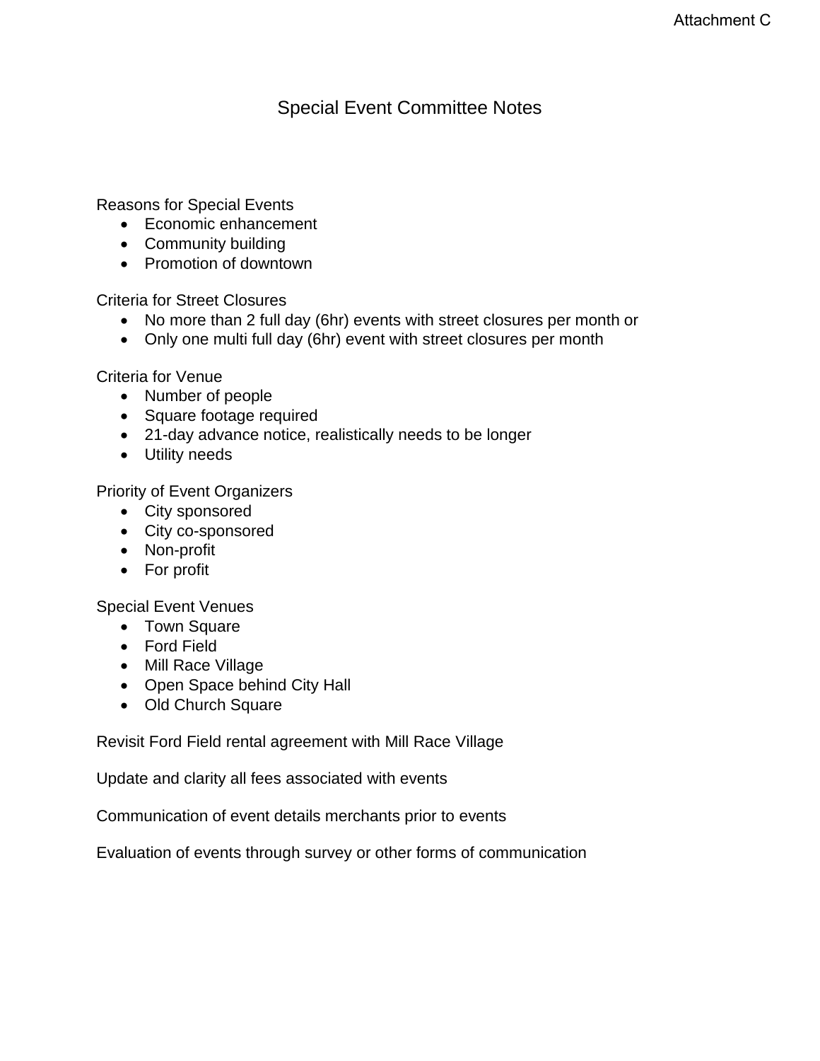Attachment C

# Special Event Committee Notes

Reasons for Special Events

- Economic enhancement
- Community building
- Promotion of downtown

Criteria for Street Closures

- No more than 2 full day (6hr) events with street closures per month or
- Only one multi full day (6hr) event with street closures per month

Criteria for Venue

- Number of people
- Square footage required
- 21-day advance notice, realistically needs to be longer
- Utility needs

Priority of Event Organizers

- City sponsored
- City co-sponsored
- Non-profit
- For profit

Special Event Venues

- Town Square
- Ford Field
- Mill Race Village
- Open Space behind City Hall
- Old Church Square

Revisit Ford Field rental agreement with Mill Race Village

Update and clarity all fees associated with events

Communication of event details merchants prior to events

Evaluation of events through survey or other forms of communication